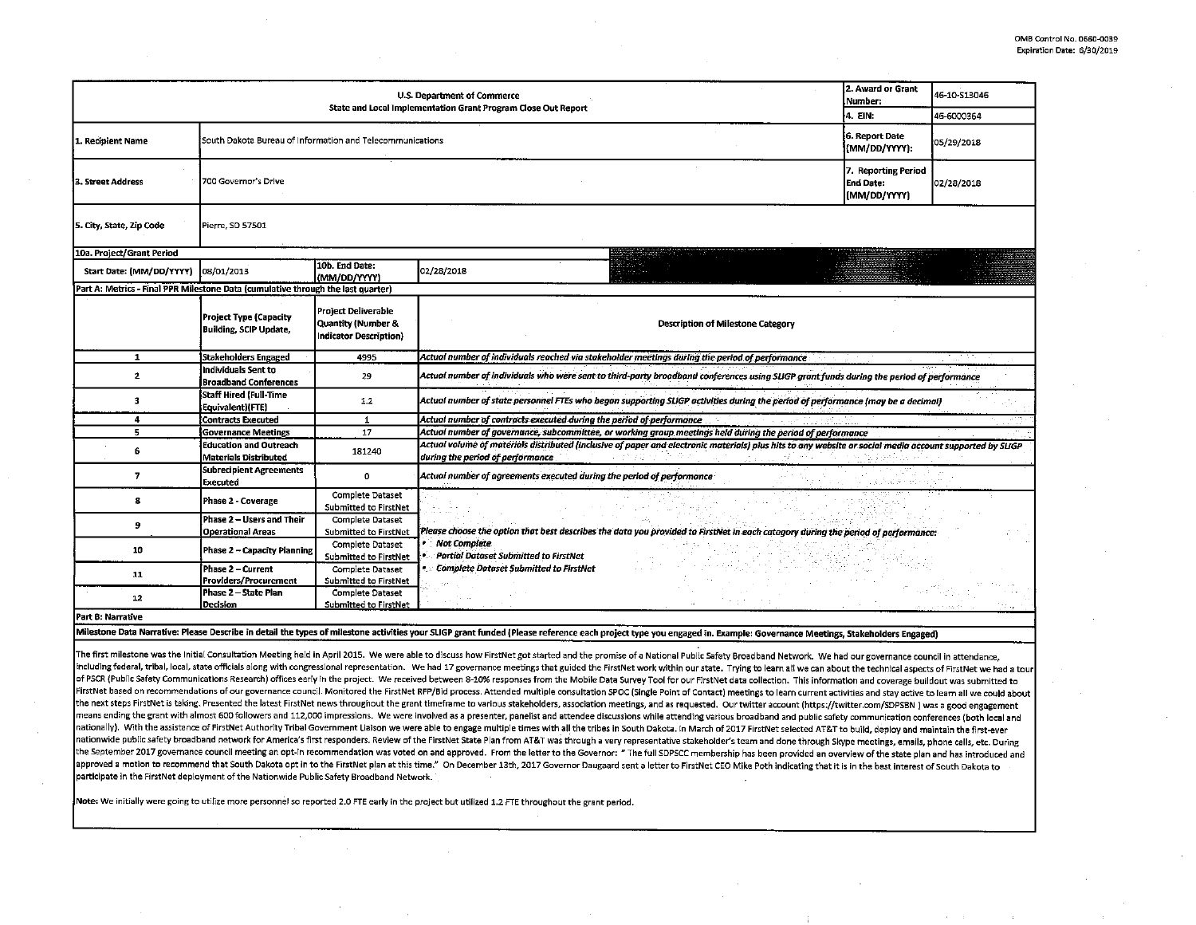OMB Control No. 0660-0039
Expiration Date: 6/30/2019

| U.S. Department of Commerce<br>State and Local Implementation Grant Program Close Out Report | | | | 2. Award or Grant Number: | 46-10-S13046 |
|---|---|---|---|---|---|
| | | | | 4. EIN: | 46-6000364 |
| 1. Recipient Name | South Dakota Bureau of Information and Telecommunications | | | 6. Report Date (MM/DD/YYYY): | 05/29/2018 |
| 3. Street Address | 700 Governor's Drive | | | 7. Reporting Period End Date: (MM/DD/YYYY) | 02/28/2018 |
| 5. City, State, Zip Code | Pierre, SD 57501 | | | | |
| 10a. Project/Grant Period | | | | | |
| Start Date: (MM/DD/YYYY) | 08/01/2013 | 10b. End Date: (MM/DD/YYYY) | 02/28/2018 | | |

**Part A: Metrics - Final PPR Milestone Data (cumulative through the last quarter)**

| | Project Type (Capacity Building, SCIP Update, | Project Deliverable Quantity (Number & Indicator Description) | Description of Milestone Category |
|---|---|---|---|
| 1 | Stakeholders Engaged | 4995 | *Actual number of individuals reached via stakeholder meetings during the period of performance* |
| 2 | Individuals Sent to Broadband Conferences | 29 | *Actual number of individuals who were sent to third-party broadband conferences using SLIGP grant funds during the period of performance* |
| 3 | Staff Hired (Full-Time Equivalent)(FTE) | 1.2 | *Actual number of state personnel FTEs who began supporting SLIGP activities during the period of performance (may be a decimal)* |
| 4 | Contracts Executed | 1 | *Actual number of contracts executed during the period of performance* |
| 5 | Governance Meetings | 17 | *Actual number of governance, subcommittee, or working group meetings held during the period of performance* |
| 6 | Education and Outreach Materials Distributed | 181240 | *Actual volume of materials distributed (inclusive of paper and electronic materials) plus hits to any website or social media account supported by SLIGP during the period of performance* |
| 7 | Subrecipient Agreements Executed | 0 | *Actual number of agreements executed during the period of performance* |
| 8 | Phase 2 - Coverage | Complete Dataset Submitted to FirstNet | *Please choose the option that best describes the data you provided to FirstNet in each category during the period of performance:*<br>• *Not Complete*<br>• *Partial Dataset Submitted to FirstNet*<br>• *Complete Dataset Submitted to FirstNet* |
| 9 | Phase 2 – Users and Their Operational Areas | Complete Dataset Submitted to FirstNet | |
| 10 | Phase 2 – Capacity Planning | Complete Dataset Submitted to FirstNet | |
| 11 | Phase 2 – Current Providers/Procurement | Complete Dataset Submitted to FirstNet | |
| 12 | Phase 2 – State Plan Decision | Complete Dataset Submitted to FirstNet | |

**Part B: Narrative**

**Milestone Data Narrative: Please Describe in detail the types of milestone activities your SLIGP grant funded (Please reference each project type you engaged in. Example: Governance Meetings, Stakeholders Engaged)**

The first milestone was the Initial Consultation Meeting held in April 2015. We were able to discuss how FirstNet got started and the promise of a National Public Safety Broadband Network. We had our governance council in attendance, including federal, tribal, local, state officials along with congressional representation. We had 17 governance meetings that guided the FirstNet work within our state. Trying to learn all we can about the technical aspects of FirstNet we had a tour of PSCR (Public Safety Communications Research) offices early in the project. We received between 8-10% responses from the Mobile Data Survey Tool for our FirstNet data collection. This information and coverage buildout was submitted to FirstNet based on recommendations of our governance council. Monitored the FirstNet RFP/Bid process. Attended multiple consultation SPOC (Single Point of Contact) meetings to learn current activities and stay active to learn all we could about the next steps FirstNet is taking. Presented the latest FirstNet news throughout the grant timeframe to various stakeholders, association meetings, and as requested. Our twitter account (https://twitter.com/SDPSBN ) was a good engagement means ending the grant with almost 600 followers and 112,000 impressions. We were involved as a presenter, panelist and attendee discussions while attending various broadband and public safety communication conferences (both local and nationally). With the assistance of FirstNet Authority Tribal Government Liaison we were able to engage multiple times with all the tribes in South Dakota. In March of 2017 FirstNet selected AT&T to build, deploy and maintain the first-ever nationwide public safety broadband network for America's first responders. Review of the FirstNet State Plan from AT&T was through a very representative stakeholder's team and done through Skype meetings, emails, phone calls, etc. During the September 2017 governance council meeting an opt-in recommendation was voted on and approved. From the letter to the Governor: " The full SDPSCC membership has been provided an overview of the state plan and has introduced and approved a motion to recommend that South Dakota opt in to the FirstNet plan at this time." On December 13th, 2017 Governor Daugaard sent a letter to FirstNet CEO Mike Poth indicating that it is in the best interest of South Dakota to participate in the FirstNet deployment of the Nationwide Public Safety Broadband Network.

Note: We initially were going to utilize more personnel so reported 2.0 FTE early in the project but utilized 1.2 FTE throughout the grant period.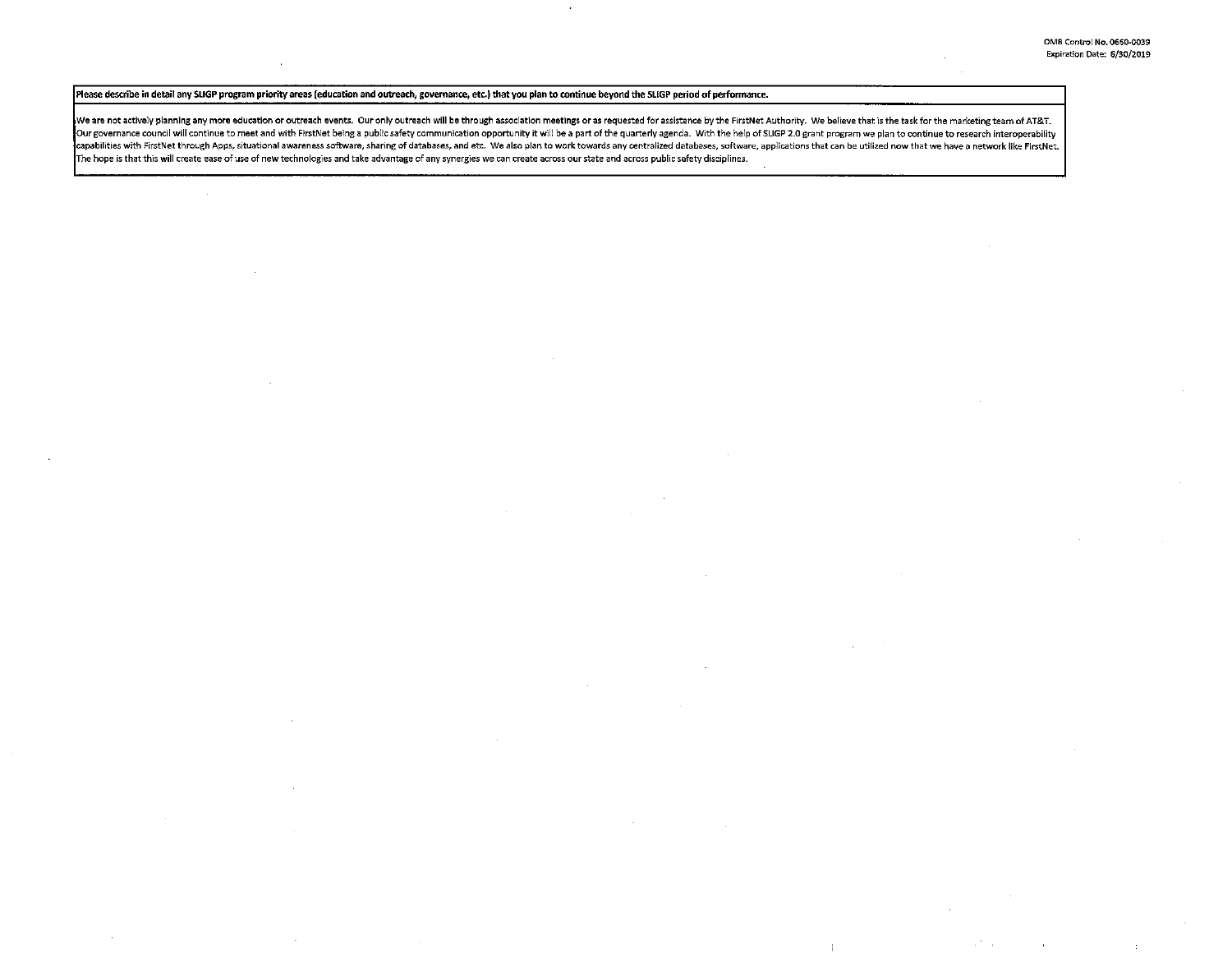**Please describe in detail any SLIGP program priority areas (education and outreach, governance, etc.) that you plan to continue beyond the SLIGP period of performance.**

We are not actively planning any more education or outreach events. Our only outreach will be through association meetings or as requested for assistance by the FirstNet Authority. We believe that is the task for the marketing team of AT&T. Our governance council will continue to meet and with FirstNet being a public safety communication opportunity it will be a part of the quarterly agenda. With the help of SLIGP 2.0 grant program we plan to continue to research interoperability capabilities with FirstNet through Apps, situational awareness software, sharing of databases, and etc. We also plan to work towards any centralized databases, software, applications that can be utilized now that we have a network like FirstNet. The hope is that this will create ease of use of new technologies and take advantage of any synergies we can create across our state and across public safety disciplines.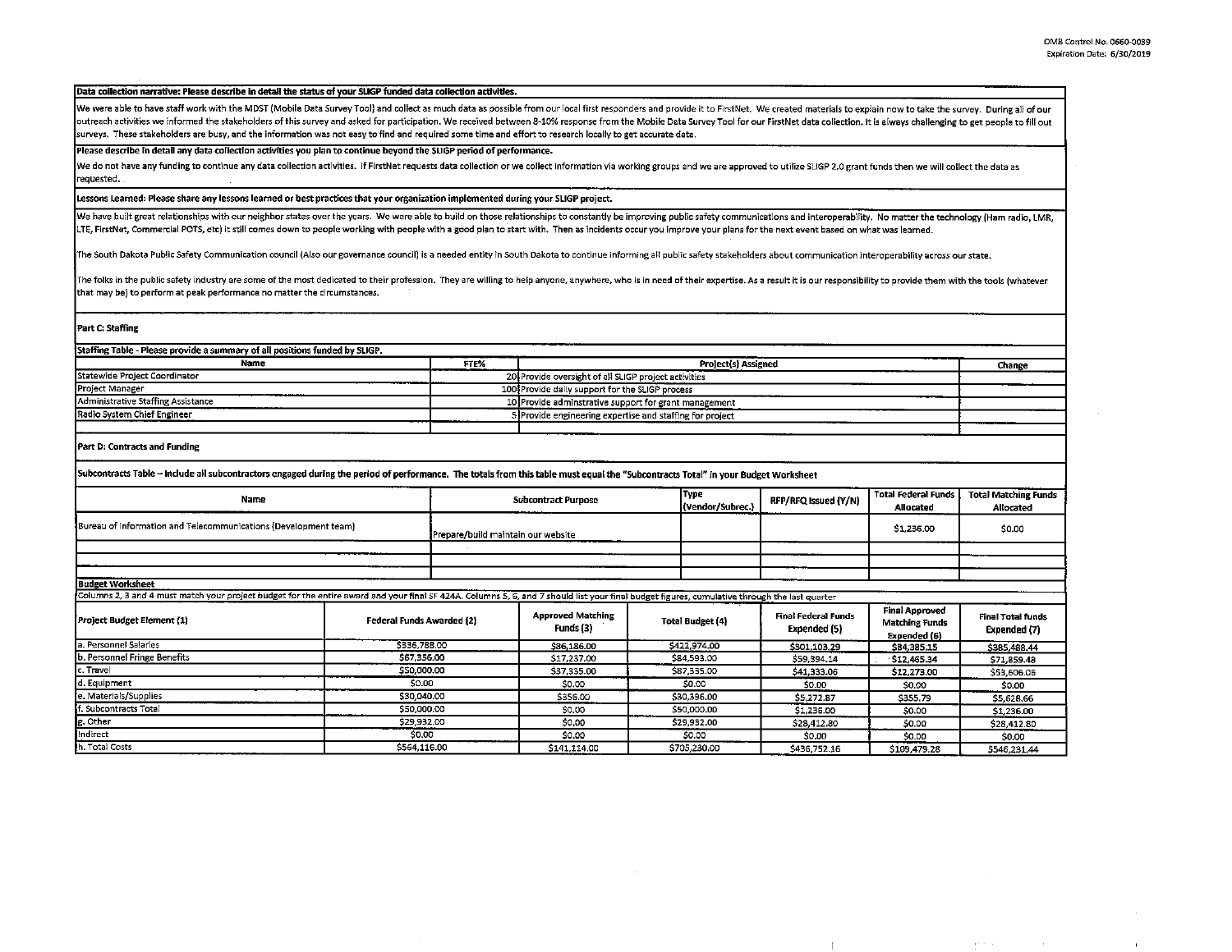OMB Control No. 0660-0039
Expiration Date: 6/30/2019

**Data collection narrative: Please describe in detail the status of your SLIGP funded data collection activities.**

We were able to have staff work with the MDST (Mobile Data Survey Tool) and collect as much data as possible from our local first responders and provide it to FirstNet. We created materials to explain how to take the survey. During all of our outreach activities we informed the stakeholders of this survey and asked for participation. We received between 8-10% response from the Mobile Data Survey Tool for our FirstNet data collection. It is always challenging to get people to fill out surveys. These stakeholders are busy, and the information was not easy to find and required some time and effort to research locally to get accurate date.

**Please describe in detail any data collection activities you plan to continue beyond the SLIGP period of performance.**

We do not have any funding to continue any data collection activities. If FirstNet requests data collection or we collect information via working groups and we are approved to utilize SLIGP 2.0 grant funds then we will collect the data as requested.

**Lessons Learned: Please share any lessons learned or best practices that your organization implemented during your SLIGP project.**

We have built great relationships with our neighbor states over the years. We were able to build on those relationships to constantly be improving public safety communications and interoperability. No matter the technology (Ham radio, LMR, LTE, FirstNet, Commercial POTS, etc) it still comes down to people working with people with a good plan to start with. Then as incidents occur you improve your plans for the next event based on what was learned.

The South Dakota Public Safety Communication council (Also our governance council) is a needed entity in South Dakota to continue informing all public safety stakeholders about communication interoperability across our state.

The folks in the public safety industry are some of the most dedicated to their profession. They are willing to help anyone, anywhere, who is in need of their expertise. As a result it is our responsibility to provide them with the tools (whatever that may be) to perform at peak performance no matter the circumstances.

**Part C: Staffing**

**Staffing Table - Please provide a summary of all positions funded by SLIGP.**

| Name | FTE% | Project(s) Assigned | Change |
|---|---|---|---|
| Statewide Project Coordinator | 20 | Provide oversight of all SLIGP project activities | |
| Project Manager | 100 | Provide daily support for the SLIGP process | |
| Administrative Staffing Assistance | 10 | Provide adminstrative support for grant management | |
| Radio System Chief Engineer | 5 | Provide engineering expertise and staffing for project | |
| | | | |

**Part D: Contracts and Funding**

**Subcontracts Table -- Include all subcontractors engaged during the period of performance. The totals from this table must equal the "Subcontracts Total" in your Budget Worksheet**

| Name | Subcontract Purpose | Type (Vendor/Subrec.) | RFP/RFQ Issued (Y/N) | Total Federal Funds Allocated | Total Matching Funds Allocated |
|---|---|---|---|---|---|
| Bureau of Information and Telecommunications (Development team) | Prepare/build maintain our website | | | $1,236.00 | $0.00 |
| | | | | | |
| | | | | | |
| | | | | | |

**Budget Worksheet**

Columns 2, 3 and 4 must match your project budget for the entire award and your final SF 424A. Columns 5, 6, and 7 should list your final budget figures, cumulative through the last quarter

| Project Budget Element (1) | Federal Funds Awarded (2) | Approved Matching Funds (3) | Total Budget (4) | Final Federal Funds Expended (5) | Final Approved Matching Funds Expended (6) | Final Total funds Expended (7) |
|---|---|---|---|---|---|---|
| a. Personnel Salaries | $336,788.00 | $86,186.00 | $422,974.00 | $301,103.29 | $84,385.15 | $385,488.44 |
| b. Personnel Fringe Benefits | $67,356.00 | $17,237.00 | $84,593.00 | $59,394.14 | $12,465.34 | $71,859.48 |
| c. Travel | $50,000.00 | $37,335.00 | $87,335.00 | $41,333.06 | $12,273.00 | $53,606.06 |
| d. Equipment | $0.00 | $0.00 | $0.00 | $0.00 | $0.00 | $0.00 |
| e. Materials/Supplies | $30,040.00 | $356.00 | $30,396.00 | $5,272.87 | $355.79 | $5,628.66 |
| f. Subcontracts Total | $50,000.00 | $0.00 | $50,000.00 | $1,236.00 | $0.00 | $1,236.00 |
| g. Other | $29,932.00 | $0.00 | $29,932.00 | $28,412.80 | $0.00 | $28,412.80 |
| Indirect | $0.00 | $0.00 | $0.00 | $0.00 | $0.00 | $0.00 |
| h. Total Costs | $564,116.00 | $141,114.00 | $705,230.00 | $436,752.16 | $109,479.28 | $546,231.44 |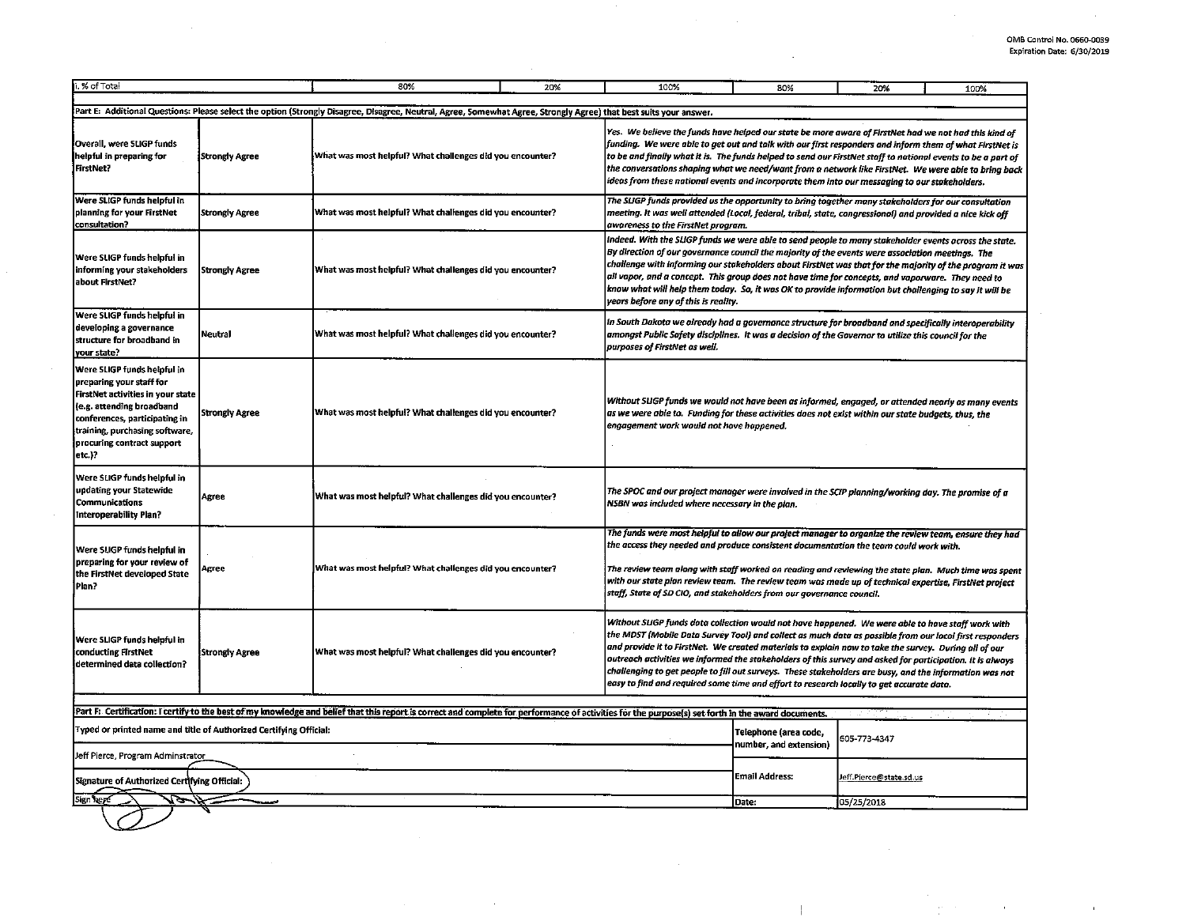OMB Control No. 0660-0039
Expiration Date: 6/30/2019

| | | | | | | | |
|---|---|---|---|---|---|---|---|
| i. % of Total | | 80% | 20% | 100% | 80% | 20% | 100% |

Part E: Additional Questions: Please select the option (Strongly Disagree, Disagree, Neutral, Agree, Somewhat Agree, Strongly Agree) that best suits your answer.

| | | | |
|---|---|---|---|
| Overall, were SLIGP funds helpful in preparing for FirstNet? | Strongly Agree | What was most helpful? What challenges did you encounter? | *Yes. We believe the funds have helped our state be more aware of FirstNet had we not had this kind of funding. We were able to get out and talk with our first responders and inform them of what FirstNet is to be and finally what it is. The funds helped to send our FirstNet staff to national events to be a part of the conversations shaping what we need/want from a network like FirstNet. We were able to bring back ideas from these national events and incorporate them into our messaging to our stakeholders.* |
| Were SLIGP funds helpful in planning for your FirstNet consultation? | Strongly Agree | What was most helpful? What challenges did you encounter? | *The SLIGP funds provided us the opportunity to bring together many stakeholders for our consultation meeting. It was well attended (Local, federal, tribal, state, congressional) and provided a nice kick off awareness to the FirstNet program.* |
| Were SLIGP funds helpful in informing your stakeholders about FirstNet? | Strongly Agree | What was most helpful? What challenges did you encounter? | *Indeed. With the SLIGP funds we were able to send people to many stakeholder events across the state. By direction of our governance council the majority of the events were association meetings. The challenge with informing our stakeholders about FirstNet was that for the majority of the program it was all vapor, and a concept. This group does not have time for concepts, and vaporware. They need to know what will help them today. So, it was OK to provide information but challenging to say it will be years before any of this is reality.* |
| Were SLIGP funds helpful in developing a governance structure for broadband in your state? | Neutral | What was most helpful? What challenges did you encounter? | *In South Dakota we already had a governance structure for broadband and specifically interoperability amongst Public Safety disciplines. It was a decision of the Governor to utilize this council for the purposes of FirstNet as well.* |
| Were SLIGP funds helpful in preparing your staff for FirstNet activities in your state (e.g. attending broadband conferences, participating in training, purchasing software, procuring contract support etc.)? | Strongly Agree | What was most helpful? What challenges did you encounter? | *Without SLIGP funds we would not have been as informed, engaged, or attended nearly as many events as we were able to. Funding for these activities does not exist within our state budgets, thus, the engagement work would not have happened.* |
| Were SLIGP funds helpful in updating your Statewide Communications Interoperability Plan? | Agree | What was most helpful? What challenges did you encounter? | *The SPOC and our project manager were involved in the SCIP planning/working day. The promise of a NSBN was included where necessary in the plan.* |
| Were SLIGP funds helpful in preparing for your review of the FirstNet developed State Plan? | Agree | What was most helpful? What challenges did you encounter? | *The funds were most helpful to allow our project manager to organize the review team, ensure they had the access they needed and produce consistent documentation the team could work with.* <br><br> *The review team along with staff worked on reading and reviewing the state plan. Much time was spent with our state plan review team. The review team was made up of technical expertise, FirstNet project staff, State of SD CIO, and stakeholders from our governance council.* |
| Were SLIGP funds helpful in conducting FirstNet determined data collection? | Strongly Agree | What was most helpful? What challenges did you encounter? | *Without SLIGP funds data collection would not have happened. We were able to have staff work with the MDST (Mobile Data Survey Tool) and collect as much data as possible from our local first responders and provide it to FirstNet. We created materials to explain how to take the survey. During all of our outreach activities we informed the stakeholders of this survey and asked for participation. It is always challenging to get people to fill out surveys. These stakeholders are busy, and the information was not easy to find and required some time and effort to research locally to get accurate data.* |

Part F: Certification: I certify to the best of my knowledge and belief that this report is correct and complete for performance of activities for the purpose(s) set forth in the award documents.

| | | |
|---|---|---|
| Typed or printed name and title of Authorized Certifying Official: | Telephone (area code, number, and extension) | 605-773-4347 |
| Jeff Pierce, Program Adminstrator | | |
| Signature of Authorized Certifying Official: | Email Address: | Jeff.Pierce@state.sd.us |
| Sign here | Date: | 05/25/2018 |